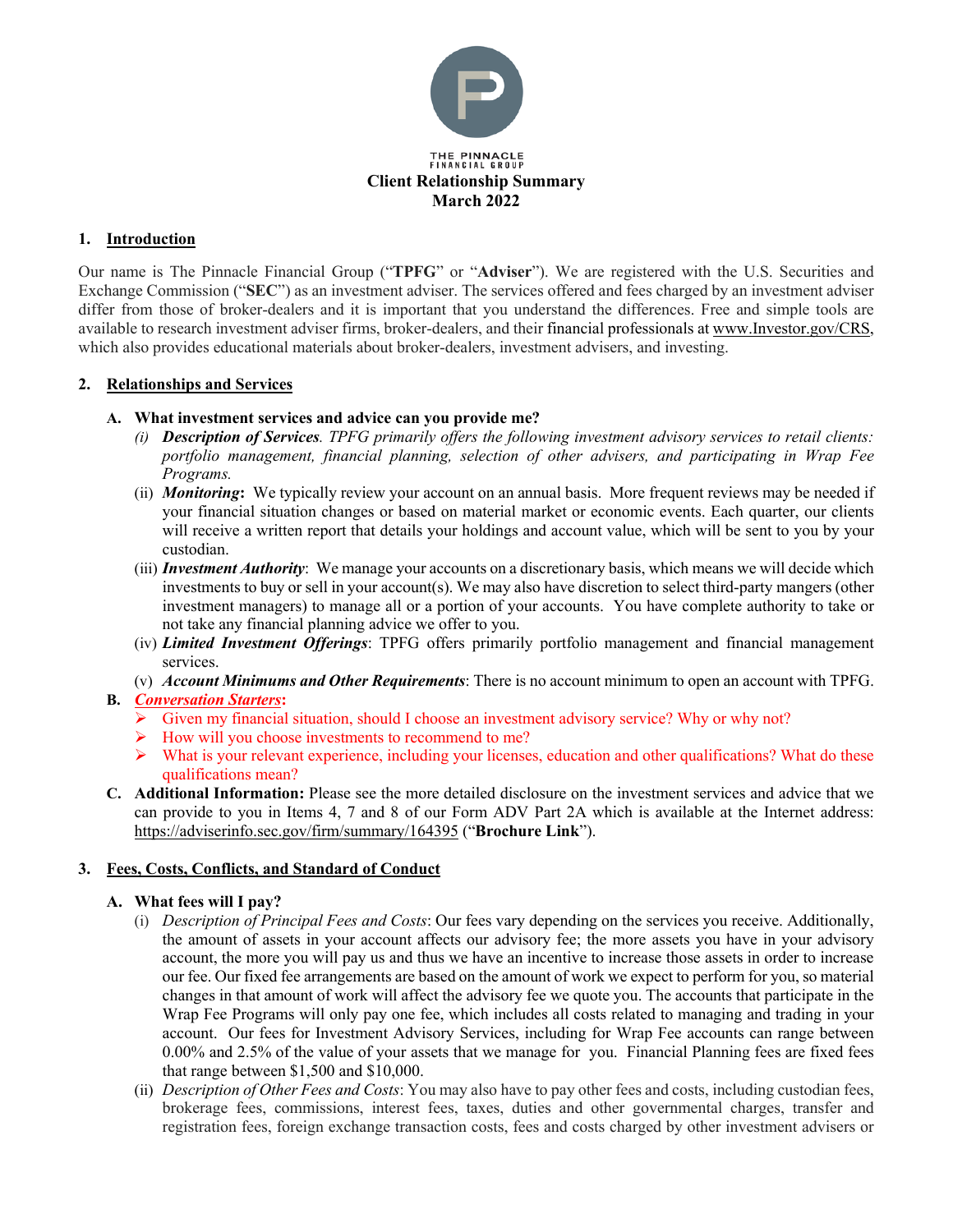THE PINNACLE FINANCIAL GROUP

**Client Relationship Summary**
**March 2022**

## 1. Introduction

Our name is The Pinnacle Financial Group ("**TPFG**" or "**Adviser**"). We are registered with the U.S. Securities and Exchange Commission ("**SEC**") as an investment adviser. The services offered and fees charged by an investment adviser differ from those of broker-dealers and it is important that you understand the differences. Free and simple tools are available to research investment adviser firms, broker-dealers, and their financial professionals at www.Investor.gov/CRS, which also provides educational materials about broker-dealers, investment advisers, and investing.

## 2. Relationships and Services

### A. What investment services and advice can you provide me?

(i) ***Description of Services****. TPFG primarily offers the following investment advisory services to retail clients: portfolio management, financial planning, selection of other advisers, and participating in Wrap Fee Programs.*

(ii) ***Monitoring*****:** We typically review your account on an annual basis. More frequent reviews may be needed if your financial situation changes or based on material market or economic events. Each quarter, our clients will receive a written report that details your holdings and account value, which will be sent to you by your custodian.

(iii) ***Investment Authority***: We manage your accounts on a discretionary basis, which means we will decide which investments to buy or sell in your account(s). We may also have discretion to select third-party mangers (other investment managers) to manage all or a portion of your accounts. You have complete authority to take or not take any financial planning advice we offer to you.

(iv) ***Limited Investment Offerings***: TPFG offers primarily portfolio management and financial management services.

(v) ***Account Minimums and Other Requirements***: There is no account minimum to open an account with TPFG.

### B. *Conversation Starters*:

- Given my financial situation, should I choose an investment advisory service? Why or why not?
- How will you choose investments to recommend to me?
- What is your relevant experience, including your licenses, education and other qualifications? What do these qualifications mean?

### C. Additional Information:

Please see the more detailed disclosure on the investment services and advice that we can provide to you in Items 4, 7 and 8 of our Form ADV Part 2A which is available at the Internet address: https://adviserinfo.sec.gov/firm/summary/164395 ("**Brochure Link**").

## 3. Fees, Costs, Conflicts, and Standard of Conduct

### A. What fees will I pay?

(i) *Description of Principal Fees and Costs*: Our fees vary depending on the services you receive. Additionally, the amount of assets in your account affects our advisory fee; the more assets you have in your advisory account, the more you will pay us and thus we have an incentive to increase those assets in order to increase our fee. Our fixed fee arrangements are based on the amount of work we expect to perform for you, so material changes in that amount of work will affect the advisory fee we quote you. The accounts that participate in the Wrap Fee Programs will only pay one fee, which includes all costs related to managing and trading in your account. Our fees for Investment Advisory Services, including for Wrap Fee accounts can range between 0.00% and 2.5% of the value of your assets that we manage for you. Financial Planning fees are fixed fees that range between $1,500 and $10,000.

(ii) *Description of Other Fees and Costs*: You may also have to pay other fees and costs, including custodian fees, brokerage fees, commissions, interest fees, taxes, duties and other governmental charges, transfer and registration fees, foreign exchange transaction costs, fees and costs charged by other investment advisers or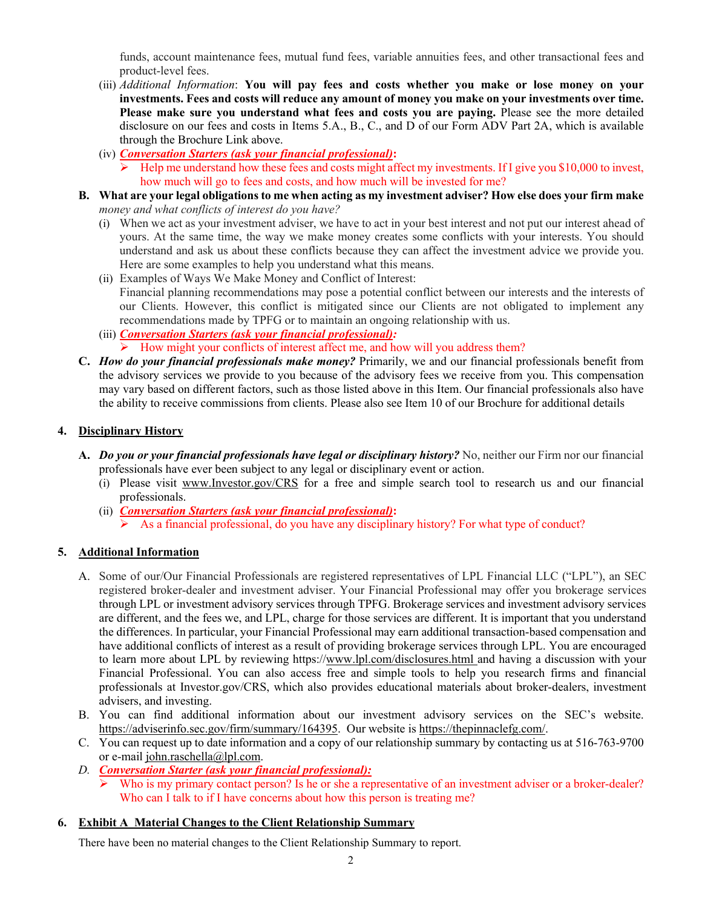funds, account maintenance fees, mutual fund fees, variable annuities fees, and other transactional fees and product-level fees.

(iii) *Additional Information*: **You will pay fees and costs whether you make or lose money on your investments. Fees and costs will reduce any amount of money you make on your investments over time. Please make sure you understand what fees and costs you are paying.** Please see the more detailed disclosure on our fees and costs in Items 5.A., B., C., and D of our Form ADV Part 2A, which is available through the Brochure Link above.

(iv) ***Conversation Starters (ask your financial professional)*:**

- Help me understand how these fees and costs might affect my investments. If I give you $10,000 to invest, how much will go to fees and costs, and how much will be invested for me?

**B. What are your legal obligations to me when acting as my investment adviser? How else does your firm make** *money and what conflicts of interest do you have?*

(i) When we act as your investment adviser, we have to act in your best interest and not put our interest ahead of yours. At the same time, the way we make money creates some conflicts with your interests. You should understand and ask us about these conflicts because they can affect the investment advice we provide you. Here are some examples to help you understand what this means.

(ii) Examples of Ways We Make Money and Conflict of Interest:
Financial planning recommendations may pose a potential conflict between our interests and the interests of our Clients. However, this conflict is mitigated since our Clients are not obligated to implement any recommendations made by TPFG or to maintain an ongoing relationship with us.

(iii) ***Conversation Starters (ask your financial professional):***

- How might your conflicts of interest affect me, and how will you address them?

**C.** ***How do your financial professionals make money?*** Primarily, we and our financial professionals benefit from the advisory services we provide to you because of the advisory fees we receive from you. This compensation may vary based on different factors, such as those listed above in this Item. Our financial professionals also have the ability to receive commissions from clients. Please also see Item 10 of our Brochure for additional details

## 4. Disciplinary History

**A.** ***Do you or your financial professionals have legal or disciplinary history?*** No, neither our Firm nor our financial professionals have ever been subject to any legal or disciplinary event or action.

(i) Please visit www.Investor.gov/CRS for a free and simple search tool to research us and our financial professionals.

(ii) ***Conversation Starters (ask your financial professional)*:**

- As a financial professional, do you have any disciplinary history? For what type of conduct?

## 5. Additional Information

A. Some of our/Our Financial Professionals are registered representatives of LPL Financial LLC ("LPL"), an SEC registered broker-dealer and investment adviser. Your Financial Professional may offer you brokerage services through LPL or investment advisory services through TPFG. Brokerage services and investment advisory services are different, and the fees we, and LPL, charge for those services are different. It is important that you understand the differences. In particular, your Financial Professional may earn additional transaction-based compensation and have additional conflicts of interest as a result of providing brokerage services through LPL. You are encouraged to learn more about LPL by reviewing https://www.lpl.com/disclosures.html and having a discussion with your Financial Professional. You can also access free and simple tools to help you research firms and financial professionals at Investor.gov/CRS, which also provides educational materials about broker-dealers, investment advisers, and investing.

B. You can find additional information about our investment advisory services on the SEC's website. https://adviserinfo.sec.gov/firm/summary/164395. Our website is https://thepinnaclefg.com/.

C. You can request up to date information and a copy of our relationship summary by contacting us at 516-763-9700 or e-mail john.raschella@lpl.com.

*D.* ***Conversation Starter (ask your financial professional):***

- Who is my primary contact person? Is he or she a representative of an investment adviser or a broker-dealer? Who can I talk to if I have concerns about how this person is treating me?

## 6. Exhibit A Material Changes to the Client Relationship Summary

There have been no material changes to the Client Relationship Summary to report.